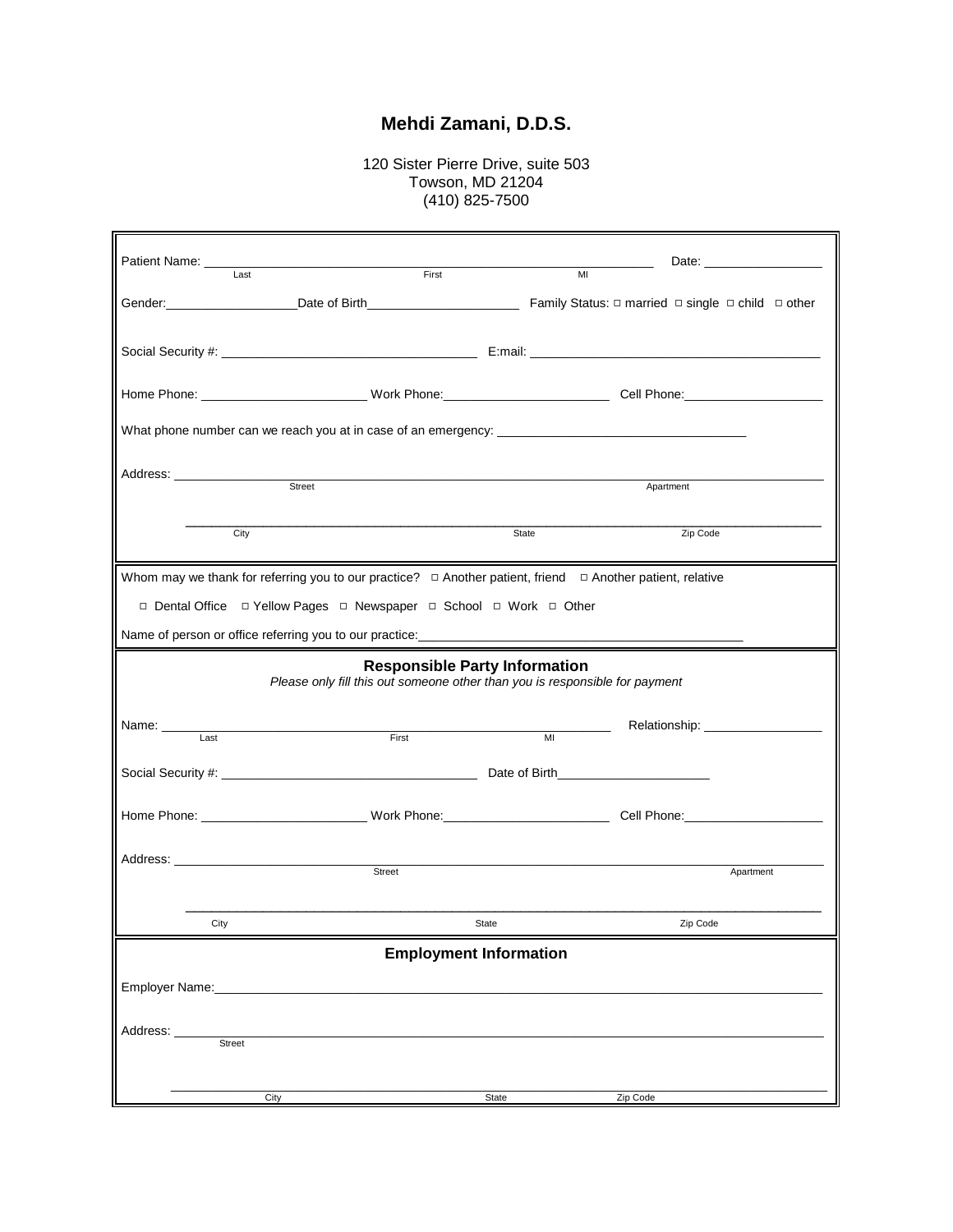# Mehdi Zamani, D.D.S.

120 Sister Pierre Drive, suite 503
Towson, MD 21204
(410) 825-7500

Patient Name: ______________________________________________ Date: _______________
Last First MI

Gender:________________ Date of Birth____________________ Family Status: □ married □ single □ child □ other

Social Security #: ______________________________ E:mail: ____________________________________

Home Phone: ____________________ Work Phone:____________________ Cell Phone:_________________

What phone number can we reach you at in case of an emergency: ______________________________

Address: ______________________________________________________________________________
Street Apartment

______________________________________________________________________________
City State Zip Code

Whom may we thank for referring you to our practice? □ Another patient, friend □ Another patient, relative

□ Dental Office □ Yellow Pages □ Newspaper □ School □ Work □ Other

Name of person or office referring you to our practice:_______________________________________

## Responsible Party Information

*Please only fill this out someone other than you is responsible for payment*

Name: ____________________________________________ Relationship: _______________
Last First MI

Social Security #: ______________________________ Date of Birth____________________

Home Phone: ____________________ Work Phone:____________________ Cell Phone:_________________

Address: ______________________________________________________________________________
Street Apartment

______________________________________________________________________________
City State Zip Code

## Employment Information

Employer Name:__________________________________________________________________________

Address: ______________________________________________________________________________
Street

______________________________________________________________________________
City State Zip Code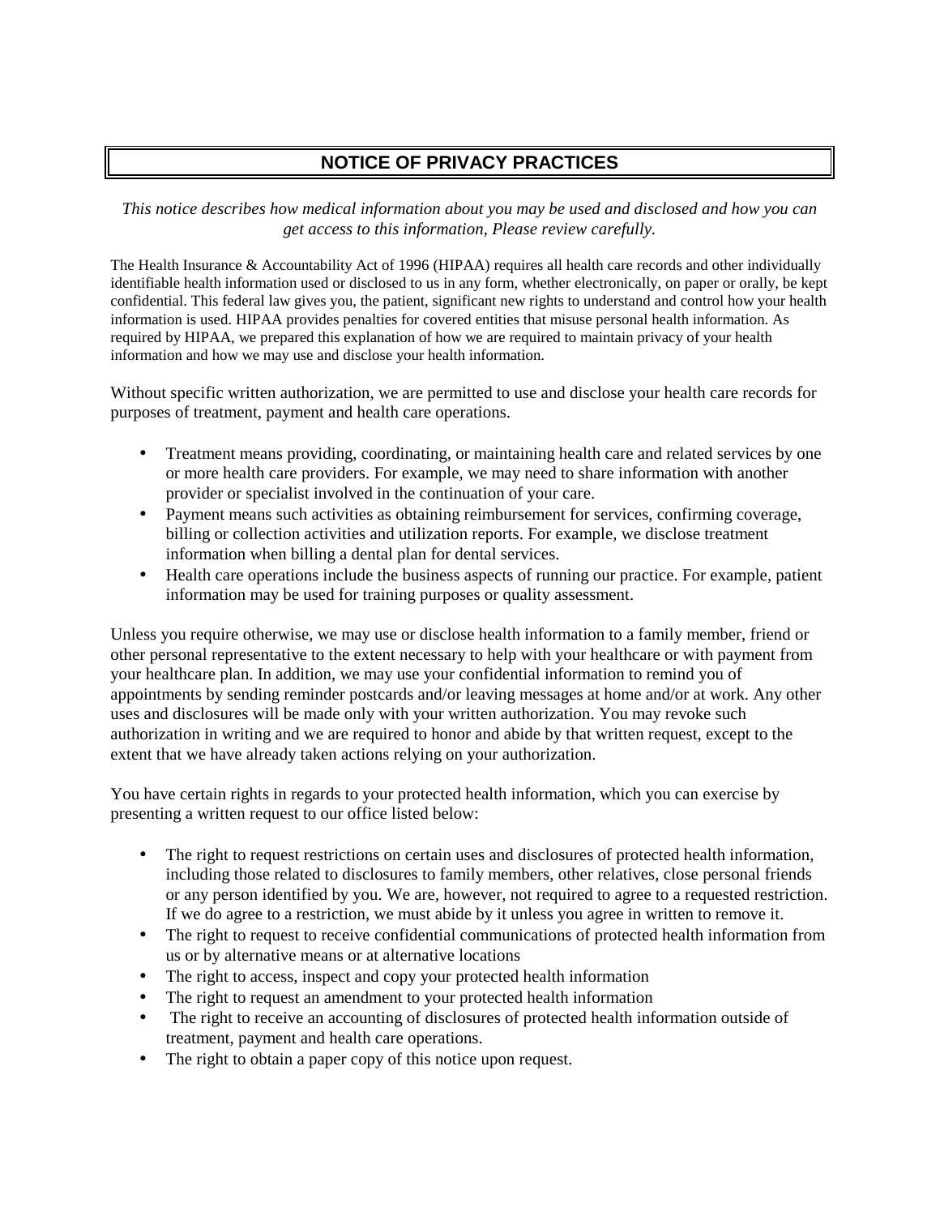# NOTICE OF PRIVACY PRACTICES

*This notice describes how medical information about you may be used and disclosed and how you can get access to this information, Please review carefully.*

The Health Insurance & Accountability Act of 1996 (HIPAA) requires all health care records and other individually identifiable health information used or disclosed to us in any form, whether electronically, on paper or orally, be kept confidential. This federal law gives you, the patient, significant new rights to understand and control how your health information is used. HIPAA provides penalties for covered entities that misuse personal health information. As required by HIPAA, we prepared this explanation of how we are required to maintain privacy of your health information and how we may use and disclose your health information.

Without specific written authorization, we are permitted to use and disclose your health care records for purposes of treatment, payment and health care operations.

- Treatment means providing, coordinating, or maintaining health care and related services by one or more health care providers. For example, we may need to share information with another provider or specialist involved in the continuation of your care.
- Payment means such activities as obtaining reimbursement for services, confirming coverage, billing or collection activities and utilization reports. For example, we disclose treatment information when billing a dental plan for dental services.
- Health care operations include the business aspects of running our practice. For example, patient information may be used for training purposes or quality assessment.

Unless you require otherwise, we may use or disclose health information to a family member, friend or other personal representative to the extent necessary to help with your healthcare or with payment from your healthcare plan. In addition, we may use your confidential information to remind you of appointments by sending reminder postcards and/or leaving messages at home and/or at work. Any other uses and disclosures will be made only with your written authorization. You may revoke such authorization in writing and we are required to honor and abide by that written request, except to the extent that we have already taken actions relying on your authorization.

You have certain rights in regards to your protected health information, which you can exercise by presenting a written request to our office listed below:

- The right to request restrictions on certain uses and disclosures of protected health information, including those related to disclosures to family members, other relatives, close personal friends or any person identified by you. We are, however, not required to agree to a requested restriction. If we do agree to a restriction, we must abide by it unless you agree in written to remove it.
- The right to request to receive confidential communications of protected health information from us or by alternative means or at alternative locations
- The right to access, inspect and copy your protected health information
- The right to request an amendment to your protected health information
- The right to receive an accounting of disclosures of protected health information outside of treatment, payment and health care operations.
- The right to obtain a paper copy of this notice upon request.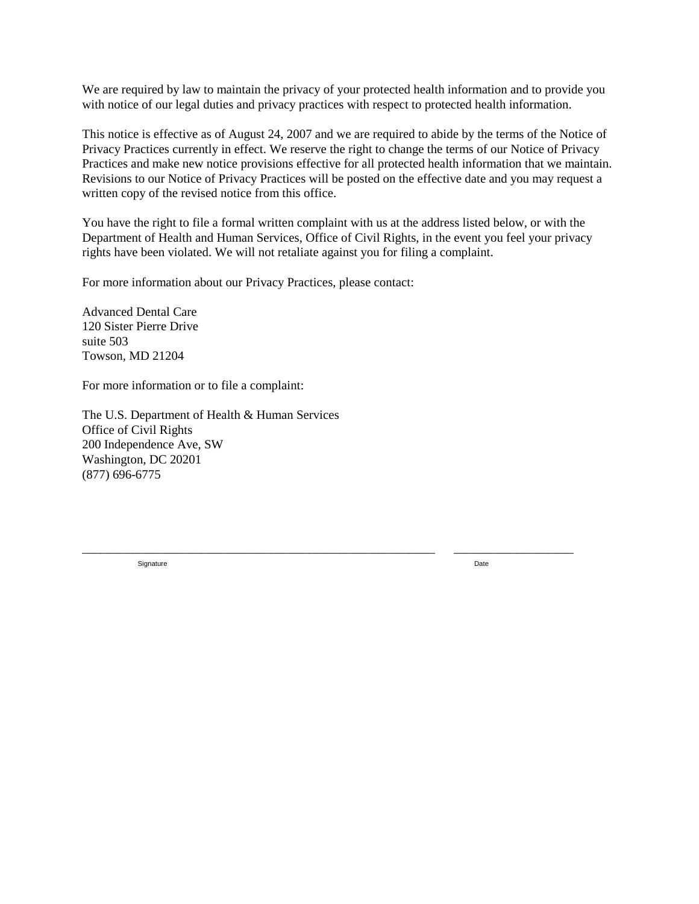We are required by law to maintain the privacy of your protected health information and to provide you with notice of our legal duties and privacy practices with respect to protected health information.

This notice is effective as of August 24, 2007 and we are required to abide by the terms of the Notice of Privacy Practices currently in effect. We reserve the right to change the terms of our Notice of Privacy Practices and make new notice provisions effective for all protected health information that we maintain. Revisions to our Notice of Privacy Practices will be posted on the effective date and you may request a written copy of the revised notice from this office.

You have the right to file a formal written complaint with us at the address listed below, or with the Department of Health and Human Services, Office of Civil Rights, in the event you feel your privacy rights have been violated. We will not retaliate against you for filing a complaint.

For more information about our Privacy Practices, please contact:

Advanced Dental Care  
120 Sister Pierre Drive  
suite 503  
Towson, MD 21204

For more information or to file a complaint:

The U.S. Department of Health & Human Services  
Office of Civil Rights  
200 Independence Ave, SW  
Washington, DC 20201  
(877) 696-6775

____________________________________________________________ ____________________

Signature Date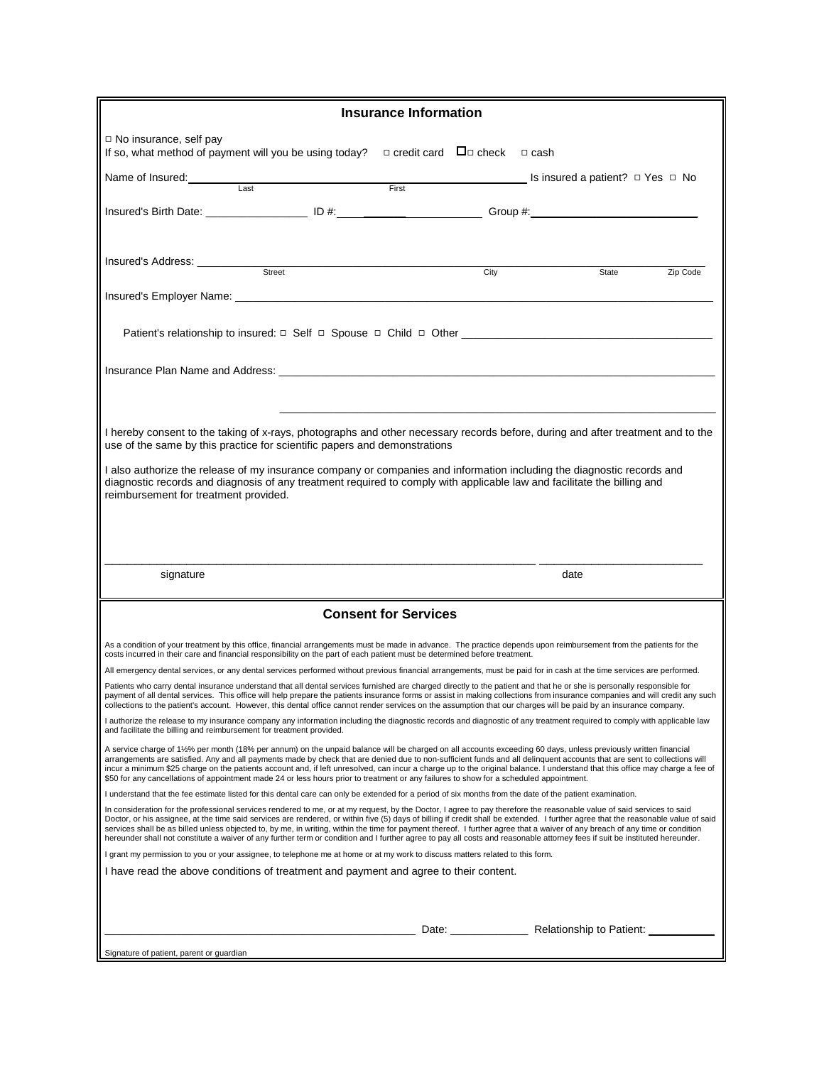## Insurance Information

□ No insurance, self pay

If so, what method of payment will you be using today? □ credit card □□ check □ cash

Name of Insured: ______________________ Last ______________________ First ______________________ Is insured a patient? □ Yes □ No

Insured's Birth Date: _______________ ID #: _______________ Group #: _______________

Insured's Address: ______________________ Street ______________________ City ______________ State ______________ Zip Code

Insured's Employer Name: ______________________________________________

Patient's relationship to insured: □ Self □ Spouse □ Child □ Other ______________________

Insurance Plan Name and Address: ______________________________________________

______________________________________________

I hereby consent to the taking of x-rays, photographs and other necessary records before, during and after treatment and to the use of the same by this practice for scientific papers and demonstrations

I also authorize the release of my insurance company or companies and information including the diagnostic records and diagnostic records and diagnosis of any treatment required to comply with applicable law and facilitate the billing and reimbursement for treatment provided.

______________________________________________ ______________________

signature date

## Consent for Services

As a condition of your treatment by this office, financial arrangements must be made in advance. The practice depends upon reimbursement from the patients for the costs incurred in their care and financial responsibility on the part of each patient must be determined before treatment.

All emergency dental services, or any dental services performed without previous financial arrangements, must be paid for in cash at the time services are performed.

Patients who carry dental insurance understand that all dental services furnished are charged directly to the patient and that he or she is personally responsible for payment of all dental services. This office will help prepare the patients insurance forms or assist in making collections from insurance companies and will credit any such collections to the patient's account. However, this dental office cannot render services on the assumption that our charges will be paid by an insurance company.

I authorize the release to my insurance company any information including the diagnostic records and diagnostic of any treatment required to comply with applicable law and facilitate the billing and reimbursement for treatment provided.

A service charge of 1½% per month (18% per annum) on the unpaid balance will be charged on all accounts exceeding 60 days, unless previously written financial arrangements are satisfied. Any and all payments made by check that are denied due to non-sufficient funds and all delinquent accounts that are sent to collections will incur a minimum $25 charge on the patients account and, if left unresolved, can incur a charge up to the original balance. I understand that this office may charge a fee of $50 for any cancellations of appointment made 24 or less hours prior to treatment or any failures to show for a scheduled appointment.

I understand that the fee estimate listed for this dental care can only be extended for a period of six months from the date of the patient examination.

In consideration for the professional services rendered to me, or at my request, by the Doctor, I agree to pay therefore the reasonable value of said services to said Doctor, or his assignee, at the time said services are rendered, or within five (5) days of billing if credit shall be extended. I further agree that the reasonable value of said services shall be as billed unless objected to, by me, in writing, within the time for payment thereof. I further agree that a waiver of any breach of any time or condition hereunder shall not constitute a waiver of any further term or condition and I further agree to pay all costs and reasonable attorney fees if suit be instituted hereunder.

I grant my permission to you or your assignee, to telephone me at home or at my work to discuss matters related to this form.

I have read the above conditions of treatment and payment and agree to their content.

______________________________________________ Date: ______________ Relationship to Patient: ______________

Signature of patient, parent or guardian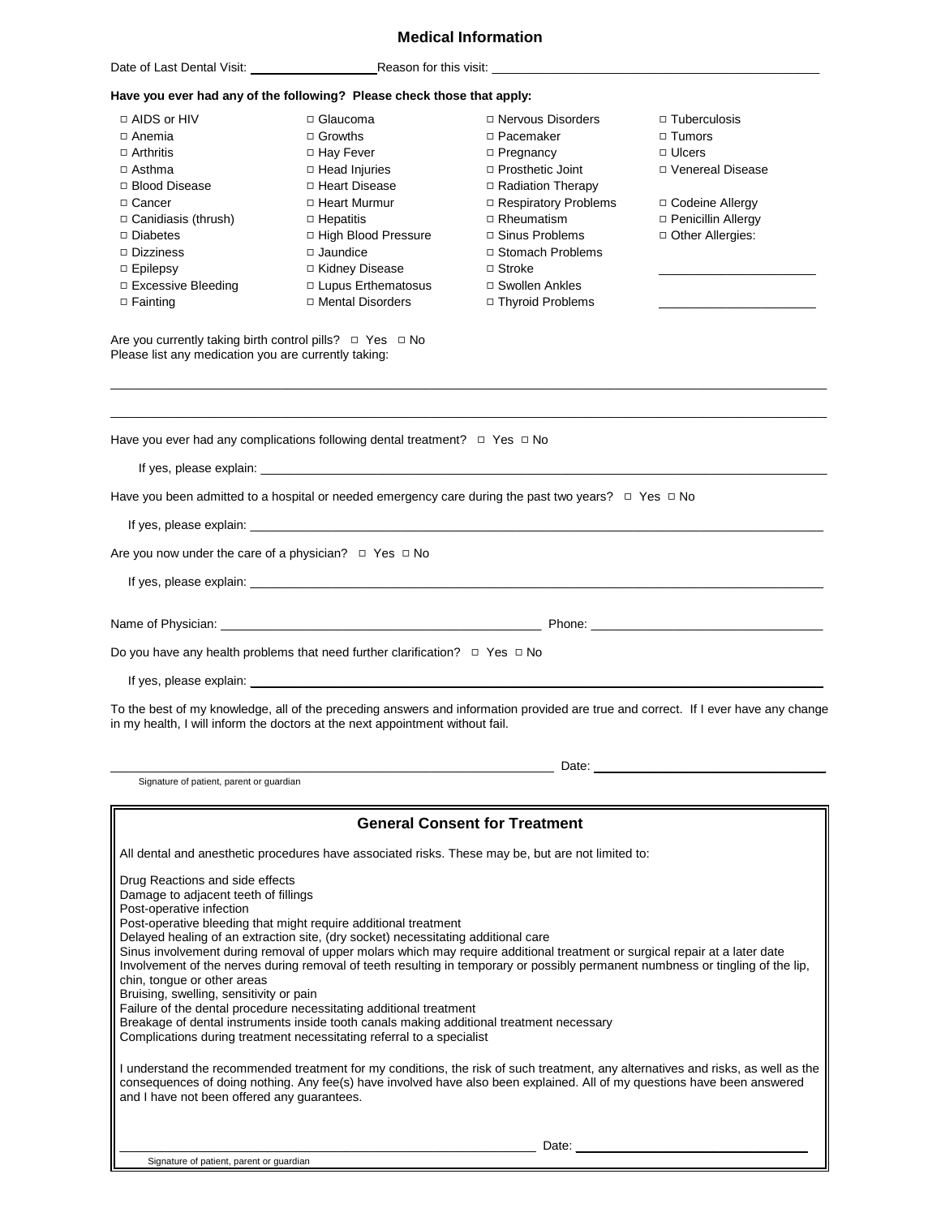# Medical Information

Date of Last Dental Visit: ________________ Reason for this visit: ________________________________________

**Have you ever had any of the following? Please check those that apply:**

| | | | |
|---|---|---|---|
| ◻ AIDS or HIV | ◻ Glaucoma | ◻ Nervous Disorders | ◻ Tuberculosis |
| ◻ Anemia | ◻ Growths | ◻ Pacemaker | ◻ Tumors |
| ◻ Arthritis | ◻ Hay Fever | ◻ Pregnancy | ◻ Ulcers |
| ◻ Asthma | ◻ Head Injuries | ◻ Prosthetic Joint | ◻ Venereal Disease |
| ◻ Blood Disease | ◻ Heart Disease | ◻ Radiation Therapy | |
| ◻ Cancer | ◻ Heart Murmur | ◻ Respiratory Problems | ◻ Codeine Allergy |
| ◻ Canidiasis (thrush) | ◻ Hepatitis | ◻ Rheumatism | ◻ Penicillin Allergy |
| ◻ Diabetes | ◻ High Blood Pressure | ◻ Sinus Problems | ◻ Other Allergies: |
| ◻ Dizziness | ◻ Jaundice | ◻ Stomach Problems | |
| ◻ Epilepsy | ◻ Kidney Disease | ◻ Stroke | ________________ |
| ◻ Excessive Bleeding | ◻ Lupus Erthematosus | ◻ Swollen Ankles | |
| ◻ Fainting | ◻ Mental Disorders | ◻ Thyroid Problems | ________________ |

Are you currently taking birth control pills? ◻ Yes ◻ No

Please list any medication you are currently taking:

________________________________________________________________________________

________________________________________________________________________________

Have you ever had any complications following dental treatment? ◻ Yes ◻ No

If yes, please explain: ________________________________________________________________

Have you been admitted to a hospital or needed emergency care during the past two years? ◻ Yes ◻ No

If yes, please explain: ________________________________________________________________

Are you now under the care of a physician? ◻ Yes ◻ No

If yes, please explain: ________________________________________________________________

Name of Physician: ________________________________ Phone: ________________________

Do you have any health problems that need further clarification? ◻ Yes ◻ No

If yes, please explain: ________________________________________________________________

To the best of my knowledge, all of the preceding answers and information provided are true and correct. If I ever have any change in my health, I will inform the doctors at the next appointment without fail.

________________________________________________ Date: ________________________

Signature of patient, parent or guardian

## General Consent for Treatment

All dental and anesthetic procedures have associated risks. These may be, but are not limited to:

Drug Reactions and side effects
Damage to adjacent teeth of fillings
Post-operative infection
Post-operative bleeding that might require additional treatment
Delayed healing of an extraction site, (dry socket) necessitating additional care
Sinus involvement during removal of upper molars which may require additional treatment or surgical repair at a later date
Involvement of the nerves during removal of teeth resulting in temporary or possibly permanent numbness or tingling of the lip, chin, tongue or other areas
Bruising, swelling, sensitivity or pain
Failure of the dental procedure necessitating additional treatment
Breakage of dental instruments inside tooth canals making additional treatment necessary
Complications during treatment necessitating referral to a specialist

I understand the recommended treatment for my conditions, the risk of such treatment, any alternatives and risks, as well as the consequences of doing nothing. Any fee(s) have involved have also been explained. All of my questions have been answered and I have not been offered any guarantees.

________________________________________________ Date: ________________________

Signature of patient, parent or guardian